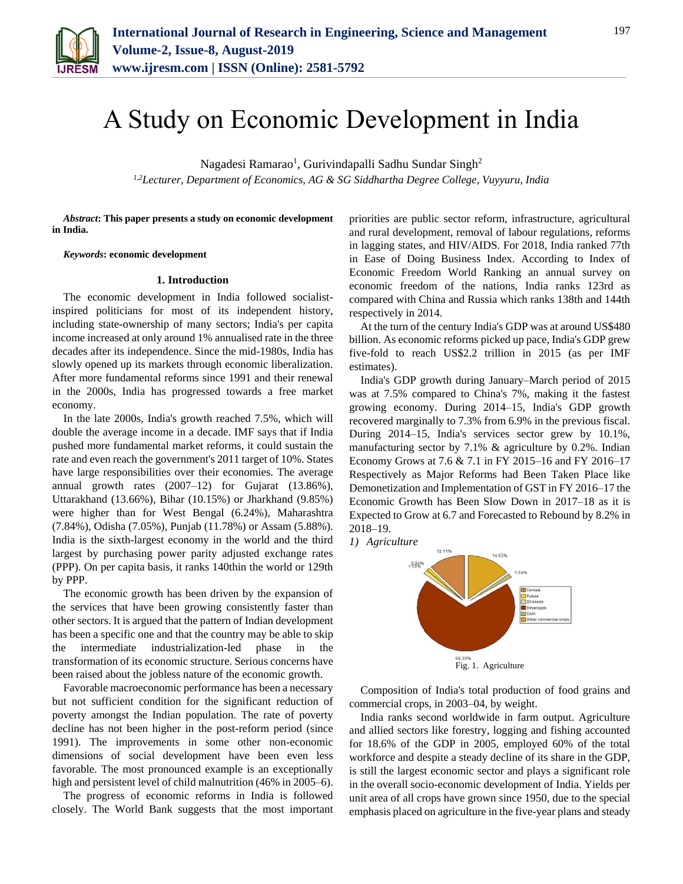# A Study on Economic Development in India

Nagadesi Ramarao[1], Gurivindapalli Sadhu Sundar Singh[2]

*[1,2]Lecturer, Department of Economics, AG & SG Siddhartha Degree College, Vuyyuru, India*

***Abstract*: This paper presents a study on economic development in India.**

***Keywords*: economic development**

## 1. Introduction

The economic development in India followed socialist-inspired politicians for most of its independent history, including state-ownership of many sectors; India's per capita income increased at only around 1% annualised rate in the three decades after its independence. Since the mid-1980s, India has slowly opened up its markets through economic liberalization. After more fundamental reforms since 1991 and their renewal in the 2000s, India has progressed towards a free market economy.

In the late 2000s, India's growth reached 7.5%, which will double the average income in a decade. IMF says that if India pushed more fundamental market reforms, it could sustain the rate and even reach the government's 2011 target of 10%. States have large responsibilities over their economies. The average annual growth rates (2007–12) for Gujarat (13.86%), Uttarakhand (13.66%), Bihar (10.15%) or Jharkhand (9.85%) were higher than for West Bengal (6.24%), Maharashtra (7.84%), Odisha (7.05%), Punjab (11.78%) or Assam (5.88%). India is the sixth-largest economy in the world and the third largest by purchasing power parity adjusted exchange rates (PPP). On per capita basis, it ranks 140thin the world or 129th by PPP.

The economic growth has been driven by the expansion of the services that have been growing consistently faster than other sectors. It is argued that the pattern of Indian development has been a specific one and that the country may be able to skip the intermediate industrialization-led phase in the transformation of its economic structure. Serious concerns have been raised about the jobless nature of the economic growth.

Favorable macroeconomic performance has been a necessary but not sufficient condition for the significant reduction of poverty amongst the Indian population. The rate of poverty decline has not been higher in the post-reform period (since 1991). The improvements in some other non-economic dimensions of social development have been even less favorable. The most pronounced example is an exceptionally high and persistent level of child malnutrition (46% in 2005–6).

The progress of economic reforms in India is followed closely. The World Bank suggests that the most important priorities are public sector reform, infrastructure, agricultural and rural development, removal of labour regulations, reforms in lagging states, and HIV/AIDS. For 2018, India ranked 77th in Ease of Doing Business Index. According to Index of Economic Freedom World Ranking an annual survey on economic freedom of the nations, India ranks 123rd as compared with China and Russia which ranks 138th and 144th respectively in 2014.

At the turn of the century India's GDP was at around US$480 billion. As economic reforms picked up pace, India's GDP grew five-fold to reach US$2.2 trillion in 2015 (as per IMF estimates).

India's GDP growth during January–March period of 2015 was at 7.5% compared to China's 7%, making it the fastest growing economy. During 2014–15, India's GDP growth recovered marginally to 7.3% from 6.9% in the previous fiscal. During 2014–15, India's services sector grew by 10.1%, manufacturing sector by 7.1% & agriculture by 0.2%. Indian Economy Grows at 7.6 & 7.1 in FY 2015–16 and FY 2016–17 Respectively as Major Reforms had Been Taken Place like Demonetization and Implementation of GST in FY 2016–17 the Economic Growth has Been Slow Down in 2017–18 as it is Expected to Grow at 6.7 and Forecasted to Rebound by 8.2% in 2018–19.

*1) Agriculture*

Fig. 1. Agriculture

Composition of India's total production of food grains and commercial crops, in 2003–04, by weight.

India ranks second worldwide in farm output. Agriculture and allied sectors like forestry, logging and fishing accounted for 18.6% of the GDP in 2005, employed 60% of the total workforce and despite a steady decline of its share in the GDP, is still the largest economic sector and plays a significant role in the overall socio-economic development of India. Yields per unit area of all crops have grown since 1950, due to the special emphasis placed on agriculture in the five-year plans and steady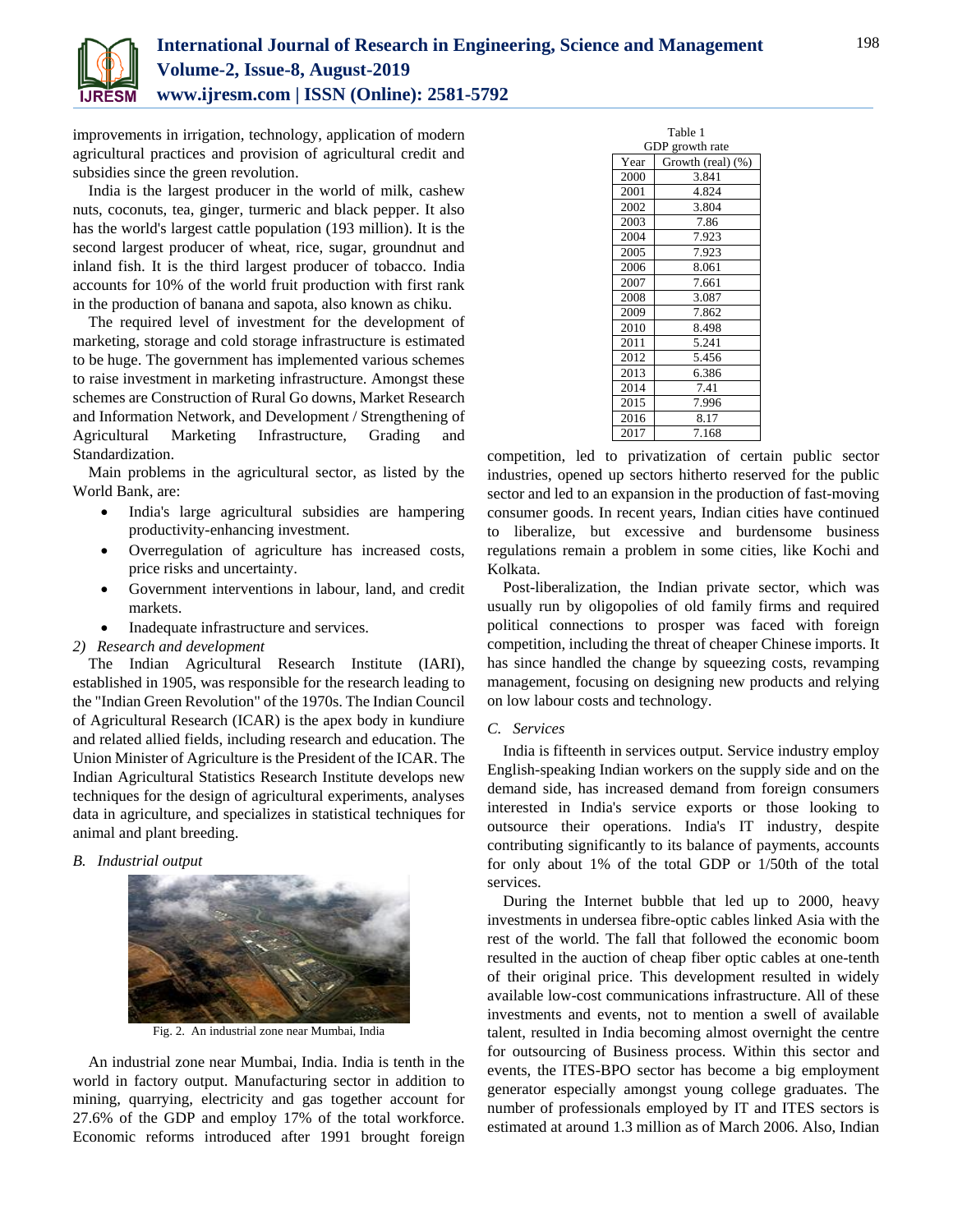improvements in irrigation, technology, application of modern agricultural practices and provision of agricultural credit and subsidies since the green revolution.

India is the largest producer in the world of milk, cashew nuts, coconuts, tea, ginger, turmeric and black pepper. It also has the world's largest cattle population (193 million). It is the second largest producer of wheat, rice, sugar, groundnut and inland fish. It is the third largest producer of tobacco. India accounts for 10% of the world fruit production with first rank in the production of banana and sapota, also known as chiku.

The required level of investment for the development of marketing, storage and cold storage infrastructure is estimated to be huge. The government has implemented various schemes to raise investment in marketing infrastructure. Amongst these schemes are Construction of Rural Go downs, Market Research and Information Network, and Development / Strengthening of Agricultural Marketing Infrastructure, Grading and Standardization.

Main problems in the agricultural sector, as listed by the World Bank, are:

- India's large agricultural subsidies are hampering productivity-enhancing investment.
- Overregulation of agriculture has increased costs, price risks and uncertainty.
- Government interventions in labour, land, and credit markets.
- Inadequate infrastructure and services.

*2) Research and development*

The Indian Agricultural Research Institute (IARI), established in 1905, was responsible for the research leading to the "Indian Green Revolution" of the 1970s. The Indian Council of Agricultural Research (ICAR) is the apex body in kundiure and related allied fields, including research and education. The Union Minister of Agriculture is the President of the ICAR. The Indian Agricultural Statistics Research Institute develops new techniques for the design of agricultural experiments, analyses data in agriculture, and specializes in statistical techniques for animal and plant breeding.

### *B. Industrial output*

Fig. 2. An industrial zone near Mumbai, India

An industrial zone near Mumbai, India. India is tenth in the world in factory output. Manufacturing sector in addition to mining, quarrying, electricity and gas together account for 27.6% of the GDP and employ 17% of the total workforce. Economic reforms introduced after 1991 brought foreign competition, led to privatization of certain public sector industries, opened up sectors hitherto reserved for the public sector and led to an expansion in the production of fast-moving consumer goods. In recent years, Indian cities have continued to liberalize, but excessive and burdensome business regulations remain a problem in some cities, like Kochi and Kolkata.

Table 1
GDP growth rate

| Year | Growth (real) (%) |
|---|---|
| 2000 | 3.841 |
| 2001 | 4.824 |
| 2002 | 3.804 |
| 2003 | 7.86 |
| 2004 | 7.923 |
| 2005 | 7.923 |
| 2006 | 8.061 |
| 2007 | 7.661 |
| 2008 | 3.087 |
| 2009 | 7.862 |
| 2010 | 8.498 |
| 2011 | 5.241 |
| 2012 | 5.456 |
| 2013 | 6.386 |
| 2014 | 7.41 |
| 2015 | 7.996 |
| 2016 | 8.17 |
| 2017 | 7.168 |

Post-liberalization, the Indian private sector, which was usually run by oligopolies of old family firms and required political connections to prosper was faced with foreign competition, including the threat of cheaper Chinese imports. It has since handled the change by squeezing costs, revamping management, focusing on designing new products and relying on low labour costs and technology.

### *C. Services*

India is fifteenth in services output. Service industry employ English-speaking Indian workers on the supply side and on the demand side, has increased demand from foreign consumers interested in India's service exports or those looking to outsource their operations. India's IT industry, despite contributing significantly to its balance of payments, accounts for only about 1% of the total GDP or 1/50th of the total services.

During the Internet bubble that led up to 2000, heavy investments in undersea fibre-optic cables linked Asia with the rest of the world. The fall that followed the economic boom resulted in the auction of cheap fiber optic cables at one-tenth of their original price. This development resulted in widely available low-cost communications infrastructure. All of these investments and events, not to mention a swell of available talent, resulted in India becoming almost overnight the centre for outsourcing of Business process. Within this sector and events, the ITES-BPO sector has become a big employment generator especially amongst young college graduates. The number of professionals employed by IT and ITES sectors is estimated at around 1.3 million as of March 2006. Also, Indian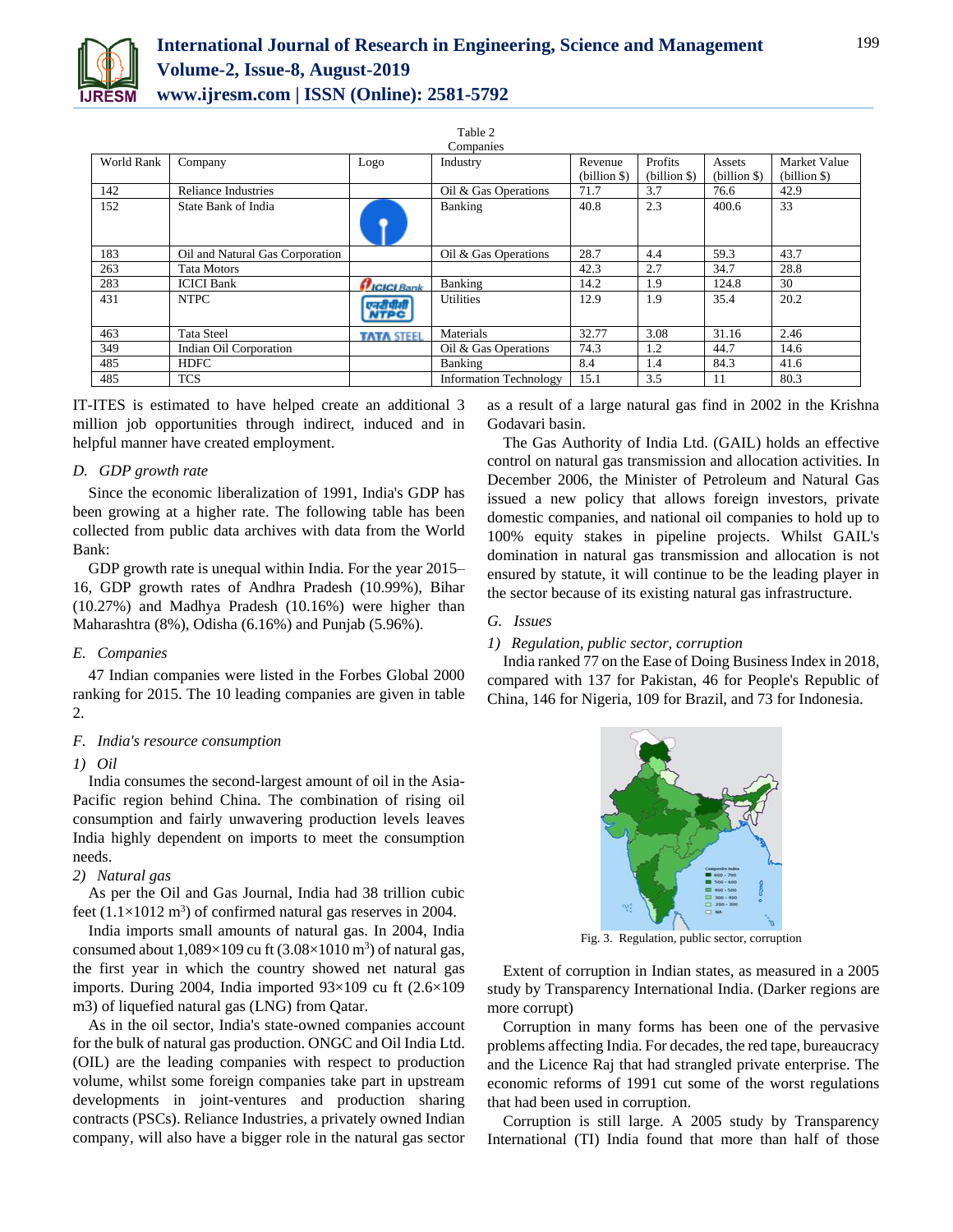Table 2
Companies

| World Rank | Company | Logo | Industry | Revenue (billion $) | Profits (billion $) | Assets (billion $) | Market Value (billion $) |
|---|---|---|---|---|---|---|---|
| 142 | Reliance Industries | | Oil & Gas Operations | 71.7 | 3.7 | 76.6 | 42.9 |
| 152 | State Bank of India | | Banking | 40.8 | 2.3 | 400.6 | 33 |
| 183 | Oil and Natural Gas Corporation | | Oil & Gas Operations | 28.7 | 4.4 | 59.3 | 43.7 |
| 263 | Tata Motors | | | 42.3 | 2.7 | 34.7 | 28.8 |
| 283 | ICICI Bank | ICICI Bank | Banking | 14.2 | 1.9 | 124.8 | 30 |
| 431 | NTPC | एनटीपीसी NTPC | Utilities | 12.9 | 1.9 | 35.4 | 20.2 |
| 463 | Tata Steel | TATA STEEL | Materials | 32.77 | 3.08 | 31.16 | 2.46 |
| 349 | Indian Oil Corporation | | Oil & Gas Operations | 74.3 | 1.2 | 44.7 | 14.6 |
| 485 | HDFC | | Banking | 8.4 | 1.4 | 84.3 | 41.6 |
| 485 | TCS | | Information Technology | 15.1 | 3.5 | 11 | 80.3 |

IT-ITES is estimated to have helped create an additional 3 million job opportunities through indirect, induced and in helpful manner have created employment.

### D. GDP growth rate

Since the economic liberalization of 1991, India's GDP has been growing at a higher rate. The following table has been collected from public data archives with data from the World Bank:

GDP growth rate is unequal within India. For the year 2015–16, GDP growth rates of Andhra Pradesh (10.99%), Bihar (10.27%) and Madhya Pradesh (10.16%) were higher than Maharashtra (8%), Odisha (6.16%) and Punjab (5.96%).

### E. Companies

47 Indian companies were listed in the Forbes Global 2000 ranking for 2015. The 10 leading companies are given in table 2.

### F. India's resource consumption

#### 1) Oil

India consumes the second-largest amount of oil in the Asia-Pacific region behind China. The combination of rising oil consumption and fairly unwavering production levels leaves India highly dependent on imports to meet the consumption needs.

#### 2) Natural gas

As per the Oil and Gas Journal, India had 38 trillion cubic feet ($1.1\times1012$ m$^3$) of confirmed natural gas reserves in 2004.

India imports small amounts of natural gas. In 2004, India consumed about $1{,}089\times109$ cu ft ($3.08\times1010$ m$^3$) of natural gas, the first year in which the country showed net natural gas imports. During 2004, India imported $93\times109$ cu ft ($2.6\times109$ m3) of liquefied natural gas (LNG) from Qatar.

As in the oil sector, India's state-owned companies account for the bulk of natural gas production. ONGC and Oil India Ltd. (OIL) are the leading companies with respect to production volume, whilst some foreign companies take part in upstream developments in joint-ventures and production sharing contracts (PSCs). Reliance Industries, a privately owned Indian company, will also have a bigger role in the natural gas sector as a result of a large natural gas find in 2002 in the Krishna Godavari basin.

The Gas Authority of India Ltd. (GAIL) holds an effective control on natural gas transmission and allocation activities. In December 2006, the Minister of Petroleum and Natural Gas issued a new policy that allows foreign investors, private domestic companies, and national oil companies to hold up to 100% equity stakes in pipeline projects. Whilst GAIL's domination in natural gas transmission and allocation is not ensured by statute, it will continue to be the leading player in the sector because of its existing natural gas infrastructure.

### G. Issues

#### 1) Regulation, public sector, corruption

India ranked 77 on the Ease of Doing Business Index in 2018, compared with 137 for Pakistan, 46 for People's Republic of China, 146 for Nigeria, 109 for Brazil, and 73 for Indonesia.

Fig. 3. Regulation, public sector, corruption

Extent of corruption in Indian states, as measured in a 2005 study by Transparency International India. (Darker regions are more corrupt)

Corruption in many forms has been one of the pervasive problems affecting India. For decades, the red tape, bureaucracy and the Licence Raj that had strangled private enterprise. The economic reforms of 1991 cut some of the worst regulations that had been used in corruption.

Corruption is still large. A 2005 study by Transparency International (TI) India found that more than half of those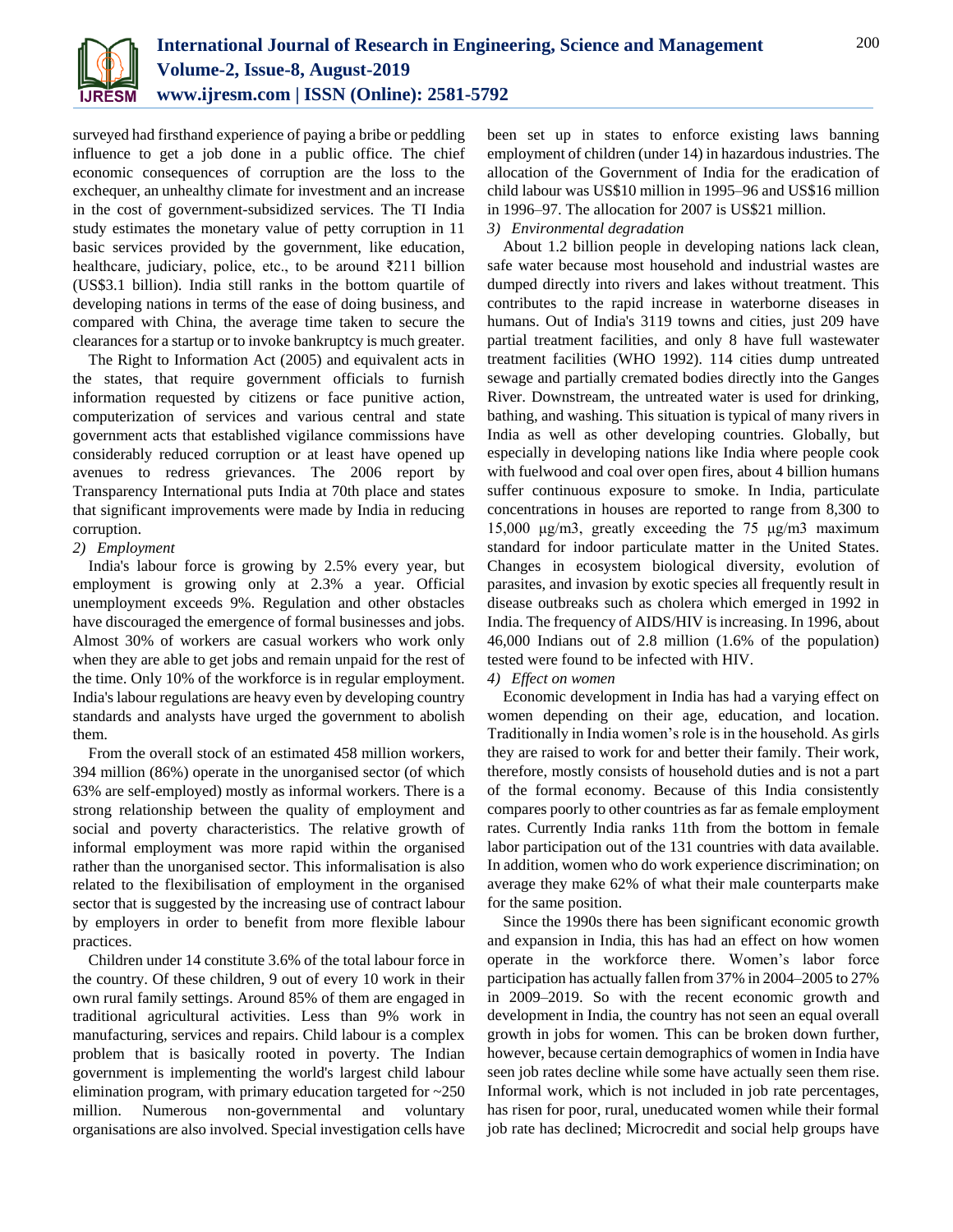surveyed had firsthand experience of paying a bribe or peddling influence to get a job done in a public office. The chief economic consequences of corruption are the loss to the exchequer, an unhealthy climate for investment and an increase in the cost of government-subsidized services. The TI India study estimates the monetary value of petty corruption in 11 basic services provided by the government, like education, healthcare, judiciary, police, etc., to be around ₹211 billion (US$3.1 billion). India still ranks in the bottom quartile of developing nations in terms of the ease of doing business, and compared with China, the average time taken to secure the clearances for a startup or to invoke bankruptcy is much greater.

The Right to Information Act (2005) and equivalent acts in the states, that require government officials to furnish information requested by citizens or face punitive action, computerization of services and various central and state government acts that established vigilance commissions have considerably reduced corruption or at least have opened up avenues to redress grievances. The 2006 report by Transparency International puts India at 70th place and states that significant improvements were made by India in reducing corruption.

*2) Employment*

India's labour force is growing by 2.5% every year, but employment is growing only at 2.3% a year. Official unemployment exceeds 9%. Regulation and other obstacles have discouraged the emergence of formal businesses and jobs. Almost 30% of workers are casual workers who work only when they are able to get jobs and remain unpaid for the rest of the time. Only 10% of the workforce is in regular employment. India's labour regulations are heavy even by developing country standards and analysts have urged the government to abolish them.

From the overall stock of an estimated 458 million workers, 394 million (86%) operate in the unorganised sector (of which 63% are self-employed) mostly as informal workers. There is a strong relationship between the quality of employment and social and poverty characteristics. The relative growth of informal employment was more rapid within the organised rather than the unorganised sector. This informalisation is also related to the flexibilisation of employment in the organised sector that is suggested by the increasing use of contract labour by employers in order to benefit from more flexible labour practices.

Children under 14 constitute 3.6% of the total labour force in the country. Of these children, 9 out of every 10 work in their own rural family settings. Around 85% of them are engaged in traditional agricultural activities. Less than 9% work in manufacturing, services and repairs. Child labour is a complex problem that is basically rooted in poverty. The Indian government is implementing the world's largest child labour elimination program, with primary education targeted for ~250 million. Numerous non-governmental and voluntary organisations are also involved. Special investigation cells have been set up in states to enforce existing laws banning employment of children (under 14) in hazardous industries. The allocation of the Government of India for the eradication of child labour was US$10 million in 1995–96 and US$16 million in 1996–97. The allocation for 2007 is US$21 million.

*3) Environmental degradation*

About 1.2 billion people in developing nations lack clean, safe water because most household and industrial wastes are dumped directly into rivers and lakes without treatment. This contributes to the rapid increase in waterborne diseases in humans. Out of India's 3119 towns and cities, just 209 have partial treatment facilities, and only 8 have full wastewater treatment facilities (WHO 1992). 114 cities dump untreated sewage and partially cremated bodies directly into the Ganges River. Downstream, the untreated water is used for drinking, bathing, and washing. This situation is typical of many rivers in India as well as other developing countries. Globally, but especially in developing nations like India where people cook with fuelwood and coal over open fires, about 4 billion humans suffer continuous exposure to smoke. In India, particulate concentrations in houses are reported to range from 8,300 to 15,000 μg/m3, greatly exceeding the 75 μg/m3 maximum standard for indoor particulate matter in the United States. Changes in ecosystem biological diversity, evolution of parasites, and invasion by exotic species all frequently result in disease outbreaks such as cholera which emerged in 1992 in India. The frequency of AIDS/HIV is increasing. In 1996, about 46,000 Indians out of 2.8 million (1.6% of the population) tested were found to be infected with HIV.

*4) Effect on women*

Economic development in India has had a varying effect on women depending on their age, education, and location. Traditionally in India women's role is in the household. As girls they are raised to work for and better their family. Their work, therefore, mostly consists of household duties and is not a part of the formal economy. Because of this India consistently compares poorly to other countries as far as female employment rates. Currently India ranks 11th from the bottom in female labor participation out of the 131 countries with data available. In addition, women who do work experience discrimination; on average they make 62% of what their male counterparts make for the same position.

Since the 1990s there has been significant economic growth and expansion in India, this has had an effect on how women operate in the workforce there. Women's labor force participation has actually fallen from 37% in 2004–2005 to 27% in 2009–2019. So with the recent economic growth and development in India, the country has not seen an equal overall growth in jobs for women. This can be broken down further, however, because certain demographics of women in India have seen job rates decline while some have actually seen them rise. Informal work, which is not included in job rate percentages, has risen for poor, rural, uneducated women while their formal job rate has declined; Microcredit and social help groups have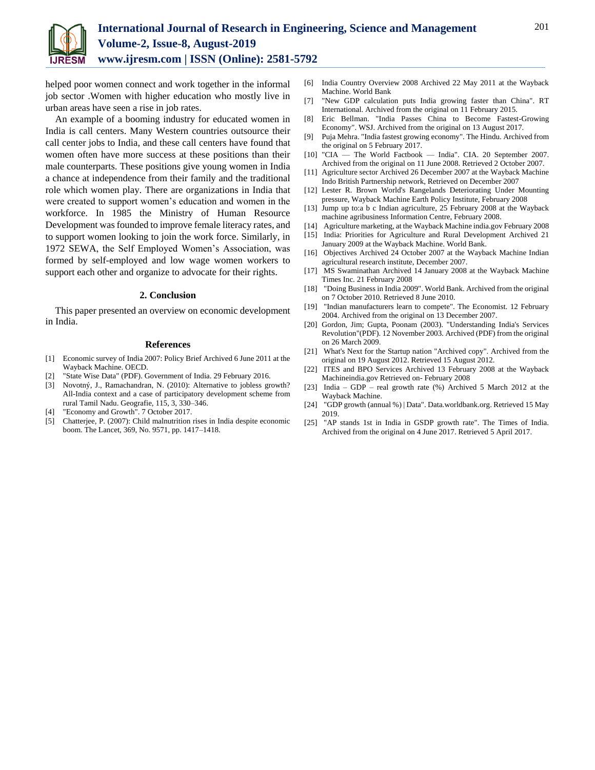helped poor women connect and work together in the informal job sector .Women with higher education who mostly live in urban areas have seen a rise in job rates.

An example of a booming industry for educated women in India is call centers. Many Western countries outsource their call center jobs to India, and these call centers have found that women often have more success at these positions than their male counterparts. These positions give young women in India a chance at independence from their family and the traditional role which women play. There are organizations in India that were created to support women's education and women in the workforce. In 1985 the Ministry of Human Resource Development was founded to improve female literacy rates, and to support women looking to join the work force. Similarly, in 1972 SEWA, the Self Employed Women's Association, was formed by self-employed and low wage women workers to support each other and organize to advocate for their rights.

## 2. Conclusion

This paper presented an overview on economic development in India.

## References

[1] Economic survey of India 2007: Policy Brief Archived 6 June 2011 at the Wayback Machine. OECD.

[2] "State Wise Data" (PDF). Government of India. 29 February 2016.

[3] Novotný, J., Ramachandran, N. (2010): Alternative to jobless growth? All-India context and a case of participatory development scheme from rural Tamil Nadu. Geografie, 115, 3, 330–346.

[4] "Economy and Growth". 7 October 2017.

[5] Chatterjee, P. (2007): Child malnutrition rises in India despite economic boom. The Lancet, 369, No. 9571, pp. 1417–1418.

[6] India Country Overview 2008 Archived 22 May 2011 at the Wayback Machine. World Bank

[7] "New GDP calculation puts India growing faster than China". RT International. Archived from the original on 11 February 2015.

[8] Eric Bellman. "India Passes China to Become Fastest-Growing Economy". WSJ. Archived from the original on 13 August 2017.

[9] Puja Mehra. "India fastest growing economy". The Hindu. Archived from the original on 5 February 2017.

[10] "CIA — The World Factbook — India". CIA. 20 September 2007. Archived from the original on 11 June 2008. Retrieved 2 October 2007.

[11] Agriculture sector Archived 26 December 2007 at the Wayback Machine Indo British Partnership network, Retrieved on December 2007

[12] Lester R. Brown World's Rangelands Deteriorating Under Mounting pressure, Wayback Machine Earth Policy Institute, February 2008

[13] Jump up to:a b c Indian agriculture, 25 February 2008 at the Wayback machine agribusiness Information Centre, February 2008.

[14] Agriculture marketing, at the Wayback Machine india.gov February 2008

[15] India: Priorities for Agriculture and Rural Development Archived 21 January 2009 at the Wayback Machine. World Bank.

[16] Objectives Archived 24 October 2007 at the Wayback Machine Indian agricultural research institute, December 2007.

[17] MS Swaminathan Archived 14 January 2008 at the Wayback Machine Times Inc. 21 February 2008

[18] "Doing Business in India 2009". World Bank. Archived from the original on 7 October 2010. Retrieved 8 June 2010.

[19] "Indian manufacturers learn to compete". The Economist. 12 February 2004. Archived from the original on 13 December 2007.

[20] Gordon, Jim; Gupta, Poonam (2003). "Understanding India's Services Revolution"(PDF). 12 November 2003. Archived (PDF) from the original on 26 March 2009.

[21] What's Next for the Startup nation "Archived copy". Archived from the original on 19 August 2012. Retrieved 15 August 2012.

[22] ITES and BPO Services Archived 13 February 2008 at the Wayback Machineindia.gov Retrieved on- February 2008

[23] India – GDP – real growth rate (%) Archived 5 March 2012 at the Wayback Machine.

[24] "GDP growth (annual %) | Data". Data.worldbank.org. Retrieved 15 May 2019.

[25] "AP stands 1st in India in GSDP growth rate". The Times of India. Archived from the original on 4 June 2017. Retrieved 5 April 2017.